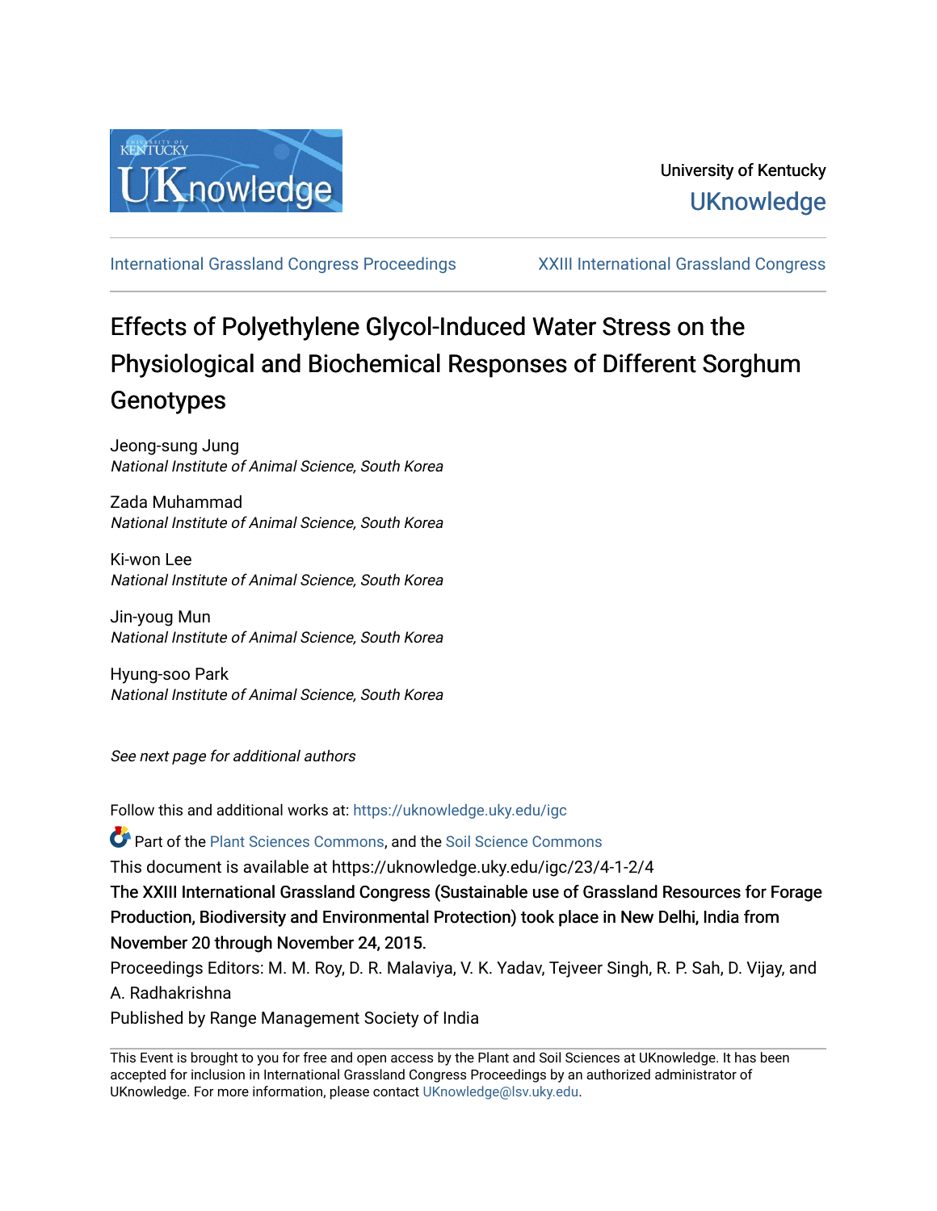University of Kentucky

UKnowledge

International Grassland Congress Proceedings | XXIII International Grassland Congress

# Effects of Polyethylene Glycol-Induced Water Stress on the Physiological and Biochemical Responses of Different Sorghum Genotypes

Jeong-sung Jung
*National Institute of Animal Science, South Korea*

Zada Muhammad
*National Institute of Animal Science, South Korea*

Ki-won Lee
*National Institute of Animal Science, South Korea*

Jin-youg Mun
*National Institute of Animal Science, South Korea*

Hyung-soo Park
*National Institute of Animal Science, South Korea*

*See next page for additional authors*

Follow this and additional works at: https://uknowledge.uky.edu/igc

Part of the Plant Sciences Commons, and the Soil Science Commons

This document is available at https://uknowledge.uky.edu/igc/23/4-1-2/4

The XXIII International Grassland Congress (Sustainable use of Grassland Resources for Forage Production, Biodiversity and Environmental Protection) took place in New Delhi, India from November 20 through November 24, 2015.

Proceedings Editors: M. M. Roy, D. R. Malaviya, V. K. Yadav, Tejveer Singh, R. P. Sah, D. Vijay, and A. Radhakrishna

Published by Range Management Society of India

This Event is brought to you for free and open access by the Plant and Soil Sciences at UKnowledge. It has been accepted for inclusion in International Grassland Congress Proceedings by an authorized administrator of UKnowledge. For more information, please contact UKnowledge@lsv.uky.edu.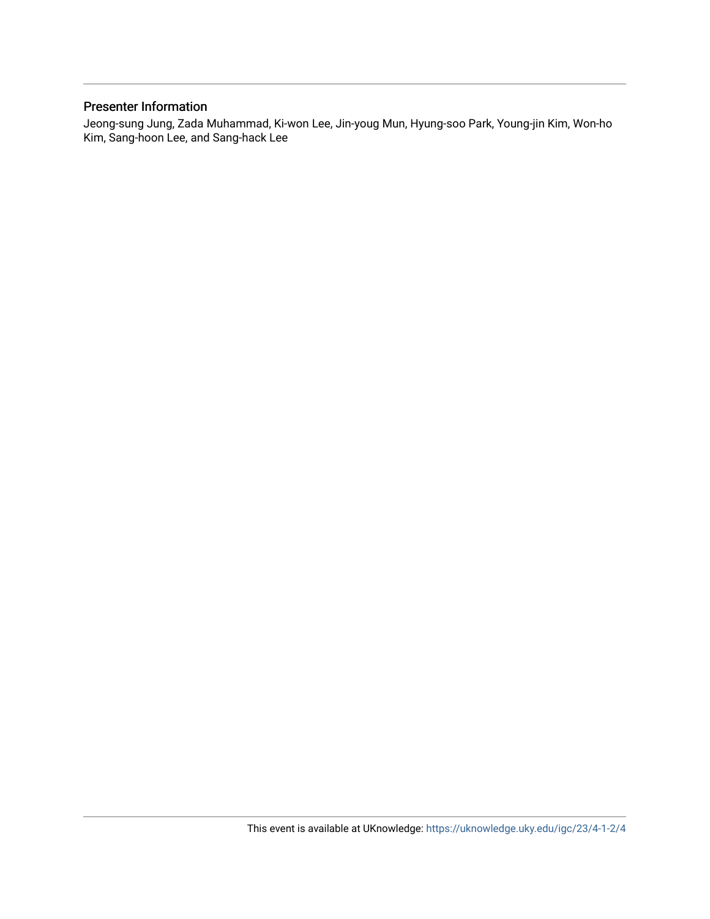## Presenter Information

Jeong-sung Jung, Zada Muhammad, Ki-won Lee, Jin-youg Mun, Hyung-soo Park, Young-jin Kim, Won-ho Kim, Sang-hoon Lee, and Sang-hack Lee

This event is available at UKnowledge: https://uknowledge.uky.edu/igc/23/4-1-2/4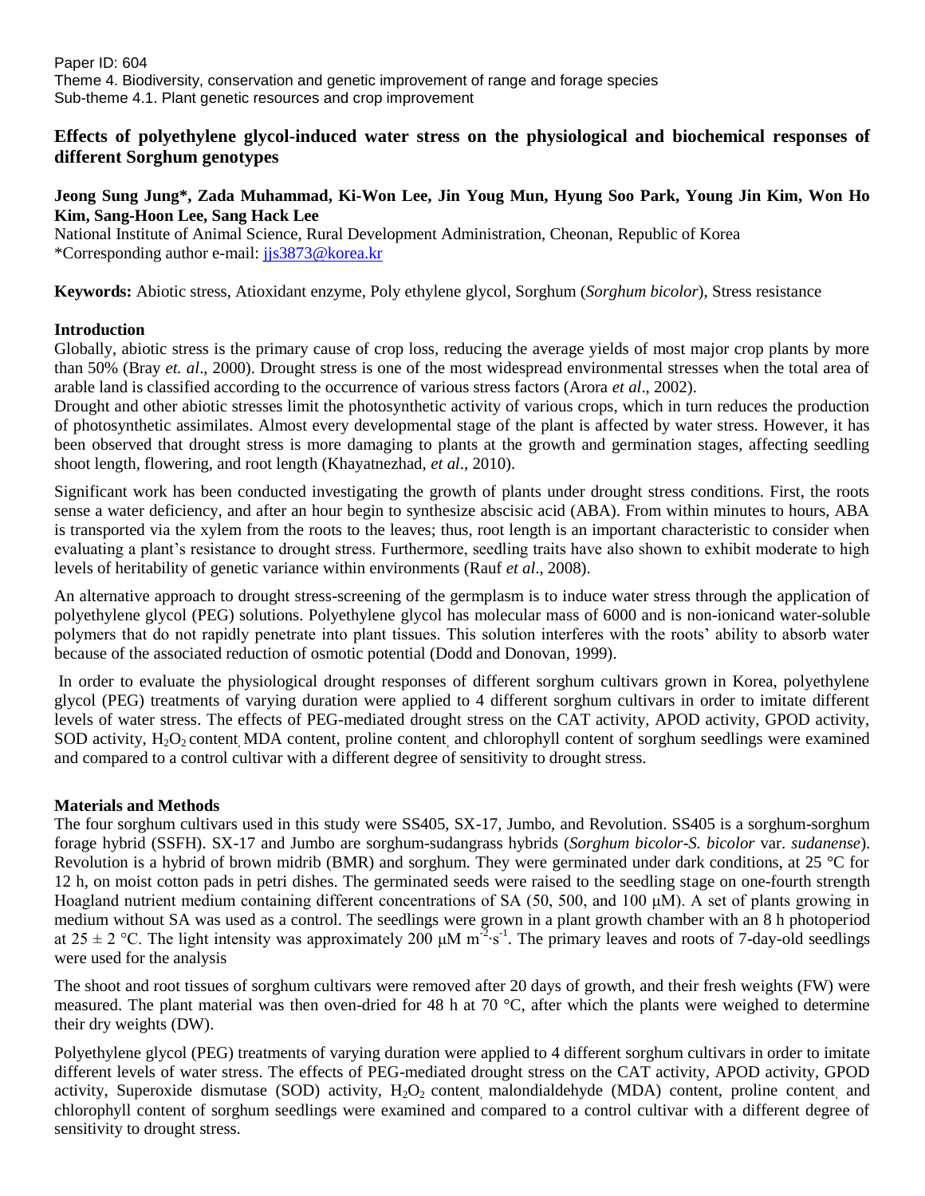Paper ID: 604
Theme 4. Biodiversity, conservation and genetic improvement of range and forage species
Sub-theme 4.1. Plant genetic resources and crop improvement

# Effects of polyethylene glycol-induced water stress on the physiological and biochemical responses of different Sorghum genotypes

**Jeong Sung Jung\*, Zada Muhammad, Ki-Won Lee, Jin Youg Mun, Hyung Soo Park, Young Jin Kim, Won Ho Kim, Sang-Hoon Lee, Sang Hack Lee**

National Institute of Animal Science, Rural Development Administration, Cheonan, Republic of Korea
\*Corresponding author e-mail: jjs3873@korea.kr

**Keywords:** Abiotic stress, Atioxidant enzyme, Poly ethylene glycol, Sorghum (*Sorghum bicolor*), Stress resistance

## Introduction

Globally, abiotic stress is the primary cause of crop loss, reducing the average yields of most major crop plants by more than 50% (Bray *et. al*., 2000). Drought stress is one of the most widespread environmental stresses when the total area of arable land is classified according to the occurrence of various stress factors (Arora *et al*., 2002).

Drought and other abiotic stresses limit the photosynthetic activity of various crops, which in turn reduces the production of photosynthetic assimilates. Almost every developmental stage of the plant is affected by water stress. However, it has been observed that drought stress is more damaging to plants at the growth and germination stages, affecting seedling shoot length, flowering, and root length (Khayatnezhad, *et al*., 2010).

Significant work has been conducted investigating the growth of plants under drought stress conditions. First, the roots sense a water deficiency, and after an hour begin to synthesize abscisic acid (ABA). From within minutes to hours, ABA is transported via the xylem from the roots to the leaves; thus, root length is an important characteristic to consider when evaluating a plant's resistance to drought stress. Furthermore, seedling traits have also shown to exhibit moderate to high levels of heritability of genetic variance within environments (Rauf *et al*., 2008).

An alternative approach to drought stress-screening of the germplasm is to induce water stress through the application of polyethylene glycol (PEG) solutions. Polyethylene glycol has molecular mass of 6000 and is non-ionicand water-soluble polymers that do not rapidly penetrate into plant tissues. This solution interferes with the roots' ability to absorb water because of the associated reduction of osmotic potential (Dodd and Donovan, 1999).

In order to evaluate the physiological drought responses of different sorghum cultivars grown in Korea, polyethylene glycol (PEG) treatments of varying duration were applied to 4 different sorghum cultivars in order to imitate different levels of water stress. The effects of PEG-mediated drought stress on the CAT activity, APOD activity, GPOD activity, SOD activity, $H_2O_2$ content, MDA content, proline content, and chlorophyll content of sorghum seedlings were examined and compared to a control cultivar with a different degree of sensitivity to drought stress.

## Materials and Methods

The four sorghum cultivars used in this study were SS405, SX-17, Jumbo, and Revolution. SS405 is a sorghum-sorghum forage hybrid (SSFH). SX-17 and Jumbo are sorghum-sudangrass hybrids (*Sorghum bicolor-S. bicolor* var. *sudanense*). Revolution is a hybrid of brown midrib (BMR) and sorghum. They were germinated under dark conditions, at 25 °C for 12 h, on moist cotton pads in petri dishes. The germinated seeds were raised to the seedling stage on one-fourth strength Hoagland nutrient medium containing different concentrations of SA (50, 500, and 100 μM). A set of plants growing in medium without SA was used as a control. The seedlings were grown in a plant growth chamber with an 8 h photoperiod at 25 ± 2 °C. The light intensity was approximately 200 μM $m^{-2}{\cdot}s^{-1}$. The primary leaves and roots of 7-day-old seedlings were used for the analysis

The shoot and root tissues of sorghum cultivars were removed after 20 days of growth, and their fresh weights (FW) were measured. The plant material was then oven-dried for 48 h at 70 °C, after which the plants were weighed to determine their dry weights (DW).

Polyethylene glycol (PEG) treatments of varying duration were applied to 4 different sorghum cultivars in order to imitate different levels of water stress. The effects of PEG-mediated drought stress on the CAT activity, APOD activity, GPOD activity, Superoxide dismutase (SOD) activity, $H_2O_2$ content, malondialdehyde (MDA) content, proline content, and chlorophyll content of sorghum seedlings were examined and compared to a control cultivar with a different degree of sensitivity to drought stress.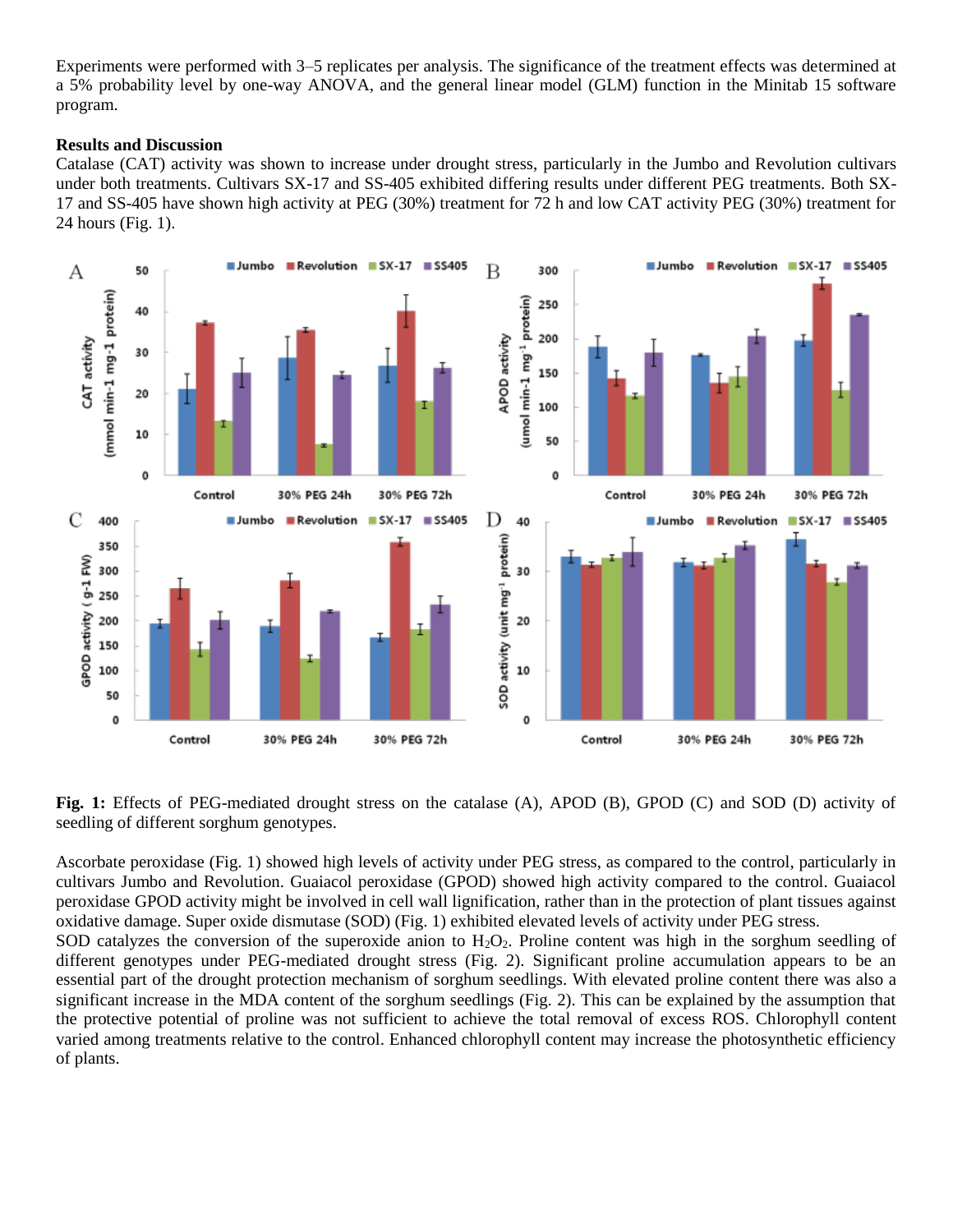Experiments were performed with 3–5 replicates per analysis. The significance of the treatment effects was determined at a 5% probability level by one-way ANOVA, and the general linear model (GLM) function in the Minitab 15 software program.

## Results and Discussion

Catalase (CAT) activity was shown to increase under drought stress, particularly in the Jumbo and Revolution cultivars under both treatments. Cultivars SX-17 and SS-405 exhibited differing results under different PEG treatments. Both SX-17 and SS-405 have shown high activity at PEG (30%) treatment for 72 h and low CAT activity PEG (30%) treatment for 24 hours (Fig. 1).

**Fig. 1:** Effects of PEG-mediated drought stress on the catalase (A), APOD (B), GPOD (C) and SOD (D) activity of seedling of different sorghum genotypes.

Ascorbate peroxidase (Fig. 1) showed high levels of activity under PEG stress, as compared to the control, particularly in cultivars Jumbo and Revolution. Guaiacol peroxidase (GPOD) showed high activity compared to the control. Guaiacol peroxidase GPOD activity might be involved in cell wall lignification, rather than in the protection of plant tissues against oxidative damage. Super oxide dismutase (SOD) (Fig. 1) exhibited elevated levels of activity under PEG stress.

SOD catalyzes the conversion of the superoxide anion to $H_2O_2$. Proline content was high in the sorghum seedling of different genotypes under PEG-mediated drought stress (Fig. 2). Significant proline accumulation appears to be an essential part of the drought protection mechanism of sorghum seedlings. With elevated proline content there was also a significant increase in the MDA content of the sorghum seedlings (Fig. 2). This can be explained by the assumption that the protective potential of proline was not sufficient to achieve the total removal of excess ROS. Chlorophyll content varied among treatments relative to the control. Enhanced chlorophyll content may increase the photosynthetic efficiency of plants.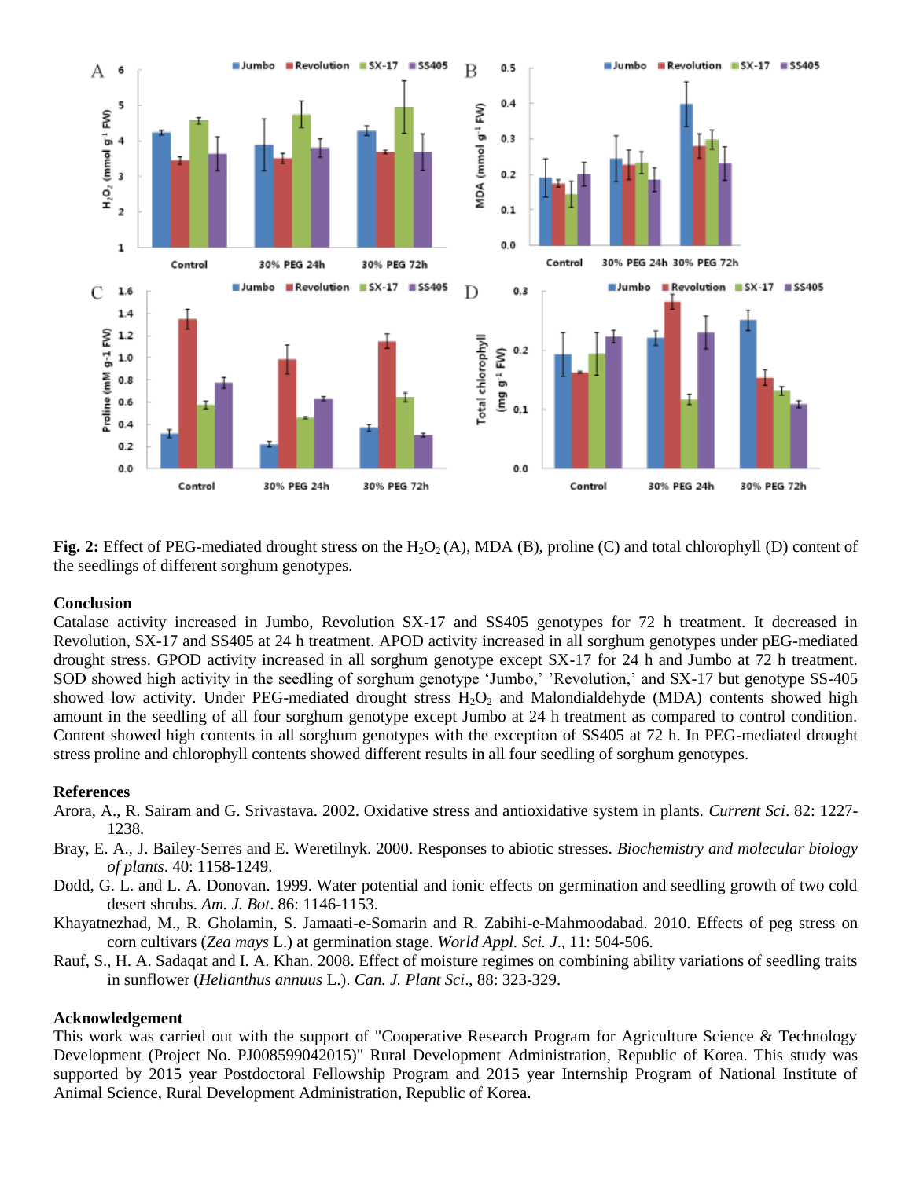A

Jumbo Revolution SX-17 SS405

$H_2O_2$ (mmol g$^{-1}$ FW)

6
5
4
3
2
1

Control 30% PEG 24h 30% PEG 72h

B

Jumbo Revolution SX-17 SS405

MDA (mmol g$^{-1}$ FW)

0.5
0.4
0.3
0.2
0.1
0.0

Control 30% PEG 24h 30% PEG 72h

C

Jumbo Revolution SX-17 SS405

Proline (mM g-1 FW)

1.6
1.4
1.2
1.0
0.8
0.6
0.4
0.2
0.0

Control 30% PEG 24h 30% PEG 72h

D

Jumbo Revolution SX-17 SS405

Total chlorophyll (mg g$^{-1}$ FW)

0.3
0.2
0.1
0.0

Control 30% PEG 24h 30% PEG 72h

**Fig. 2:** Effect of PEG-mediated drought stress on the $H_2O_2$ (A), MDA (B), proline (C) and total chlorophyll (D) content of the seedlings of different sorghum genotypes.

## Conclusion

Catalase activity increased in Jumbo, Revolution SX-17 and SS405 genotypes for 72 h treatment. It decreased in Revolution, SX-17 and SS405 at 24 h treatment. APOD activity increased in all sorghum genotypes under pEG-mediated drought stress. GPOD activity increased in all sorghum genotype except SX-17 for 24 h and Jumbo at 72 h treatment. SOD showed high activity in the seedling of sorghum genotype 'Jumbo,' 'Revolution,' and SX-17 but genotype SS-405 showed low activity. Under PEG-mediated drought stress $H_2O_2$ and Malondialdehyde (MDA) contents showed high amount in the seedling of all four sorghum genotype except Jumbo at 24 h treatment as compared to control condition. Content showed high contents in all sorghum genotypes with the exception of SS405 at 72 h. In PEG-mediated drought stress proline and chlorophyll contents showed different results in all four seedling of sorghum genotypes.

## References

Arora, A., R. Sairam and G. Srivastava. 2002. Oxidative stress and antioxidative system in plants. *Current Sci*. 82: 1227-1238.

Bray, E. A., J. Bailey-Serres and E. Weretilnyk. 2000. Responses to abiotic stresses. *Biochemistry and molecular biology of plants*. 40: 1158-1249.

Dodd, G. L. and L. A. Donovan. 1999. Water potential and ionic effects on germination and seedling growth of two cold desert shrubs. *Am. J. Bot*. 86: 1146-1153.

Khayatnezhad, M., R. Gholamin, S. Jamaati-e-Somarin and R. Zabihi-e-Mahmoodabad. 2010. Effects of peg stress on corn cultivars (*Zea mays* L.) at germination stage. *World Appl. Sci. J*., 11: 504-506.

Rauf, S., H. A. Sadaqat and I. A. Khan. 2008. Effect of moisture regimes on combining ability variations of seedling traits in sunflower (*Helianthus annuus* L.). *Can. J. Plant Sci*., 88: 323-329.

## Acknowledgement

This work was carried out with the support of "Cooperative Research Program for Agriculture Science & Technology Development (Project No. PJ008599042015)" Rural Development Administration, Republic of Korea. This study was supported by 2015 year Postdoctoral Fellowship Program and 2015 year Internship Program of National Institute of Animal Science, Rural Development Administration, Republic of Korea.